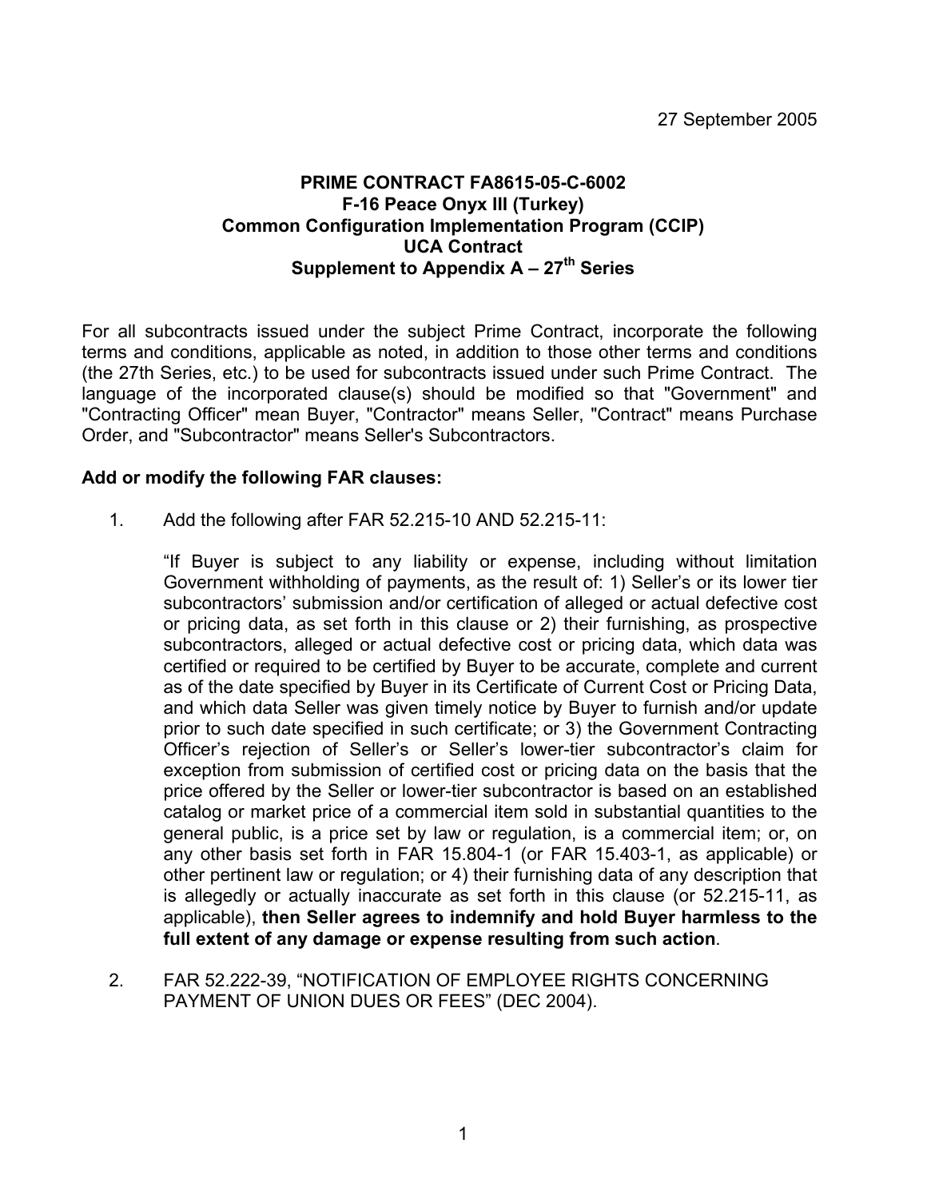27 September 2005

**PRIME CONTRACT FA8615-05-C-6002**
**F-16 Peace Onyx III (Turkey)**
**Common Configuration Implementation Program (CCIP)**
**UCA Contract**
**Supplement to Appendix A – 27th Series**

For all subcontracts issued under the subject Prime Contract, incorporate the following terms and conditions, applicable as noted, in addition to those other terms and conditions (the 27th Series, etc.) to be used for subcontracts issued under such Prime Contract. The language of the incorporated clause(s) should be modified so that "Government" and "Contracting Officer" mean Buyer, "Contractor" means Seller, "Contract" means Purchase Order, and "Subcontractor" means Seller's Subcontractors.

**Add or modify the following FAR clauses:**

1. Add the following after FAR 52.215-10 AND 52.215-11:

   "If Buyer is subject to any liability or expense, including without limitation Government withholding of payments, as the result of: 1) Seller's or its lower tier subcontractors' submission and/or certification of alleged or actual defective cost or pricing data, as set forth in this clause or 2) their furnishing, as prospective subcontractors, alleged or actual defective cost or pricing data, which data was certified or required to be certified by Buyer to be accurate, complete and current as of the date specified by Buyer in its Certificate of Current Cost or Pricing Data, and which data Seller was given timely notice by Buyer to furnish and/or update prior to such date specified in such certificate; or 3) the Government Contracting Officer's rejection of Seller's or Seller's lower-tier subcontractor's claim for exception from submission of certified cost or pricing data on the basis that the price offered by the Seller or lower-tier subcontractor is based on an established catalog or market price of a commercial item sold in substantial quantities to the general public, is a price set by law or regulation, is a commercial item; or, on any other basis set forth in FAR 15.804-1 (or FAR 15.403-1, as applicable) or other pertinent law or regulation; or 4) their furnishing data of any description that is allegedly or actually inaccurate as set forth in this clause (or 52.215-11, as applicable), **then Seller agrees to indemnify and hold Buyer harmless to the full extent of any damage or expense resulting from such action**.

2. FAR 52.222-39, "NOTIFICATION OF EMPLOYEE RIGHTS CONCERNING PAYMENT OF UNION DUES OR FEES" (DEC 2004).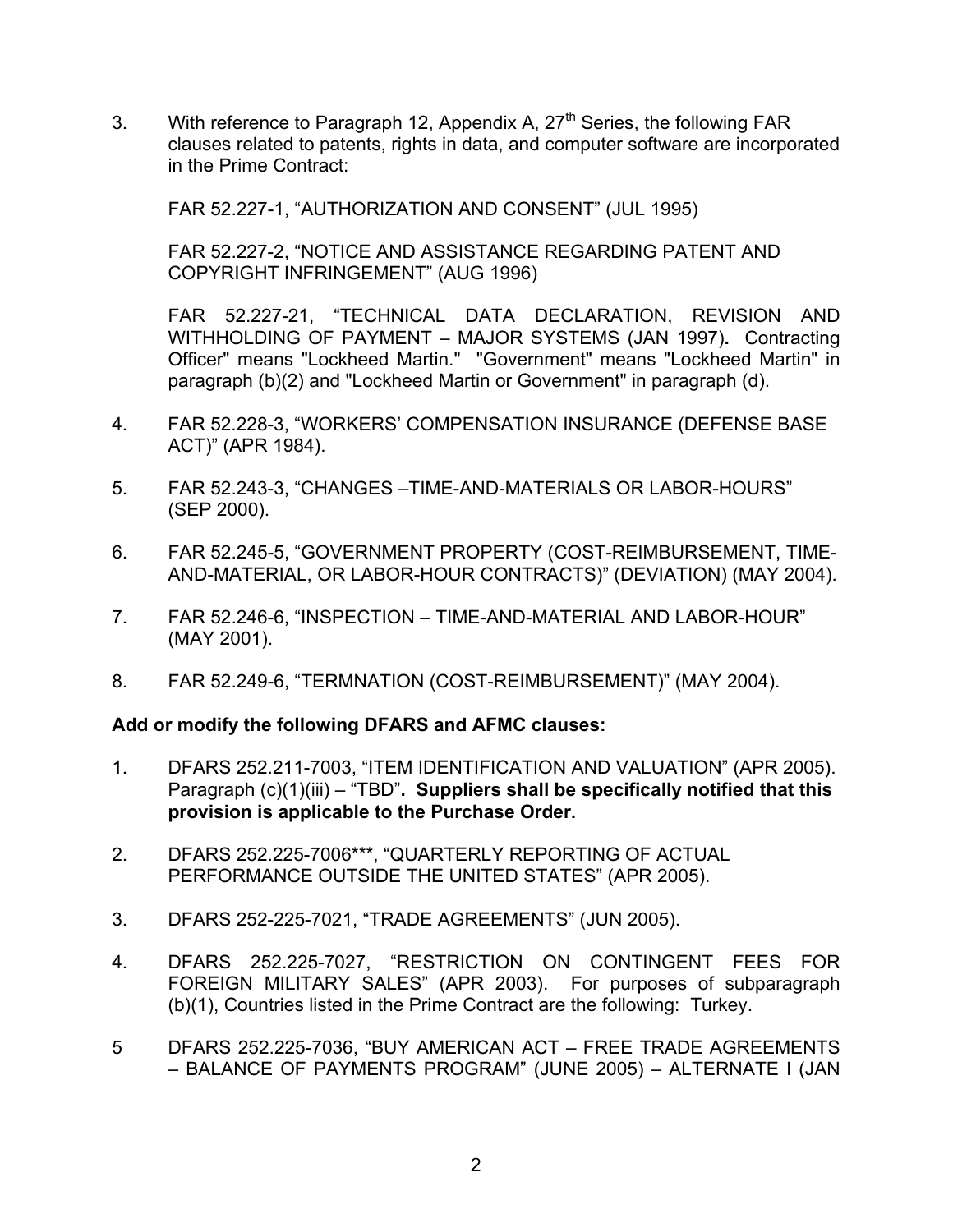3. With reference to Paragraph 12, Appendix A, 27th Series, the following FAR clauses related to patents, rights in data, and computer software are incorporated in the Prime Contract:

   FAR 52.227-1, "AUTHORIZATION AND CONSENT" (JUL 1995)

   FAR 52.227-2, "NOTICE AND ASSISTANCE REGARDING PATENT AND COPYRIGHT INFRINGEMENT" (AUG 1996)

   FAR 52.227-21, "TECHNICAL DATA DECLARATION, REVISION AND WITHHOLDING OF PAYMENT – MAJOR SYSTEMS (JAN 1997)**.** Contracting Officer" means "Lockheed Martin." "Government" means "Lockheed Martin" in paragraph (b)(2) and "Lockheed Martin or Government" in paragraph (d).

4. FAR 52.228-3, "WORKERS' COMPENSATION INSURANCE (DEFENSE BASE ACT)" (APR 1984).

5. FAR 52.243-3, "CHANGES –TIME-AND-MATERIALS OR LABOR-HOURS" (SEP 2000).

6. FAR 52.245-5, "GOVERNMENT PROPERTY (COST-REIMBURSEMENT, TIME-AND-MATERIAL, OR LABOR-HOUR CONTRACTS)" (DEVIATION) (MAY 2004).

7. FAR 52.246-6, "INSPECTION – TIME-AND-MATERIAL AND LABOR-HOUR" (MAY 2001).

8. FAR 52.249-6, "TERMNATION (COST-REIMBURSEMENT)" (MAY 2004).

**Add or modify the following DFARS and AFMC clauses:**

1. DFARS 252.211-7003, "ITEM IDENTIFICATION AND VALUATION" (APR 2005). Paragraph (c)(1)(iii) – "TBD"**. Suppliers shall be specifically notified that this provision is applicable to the Purchase Order.**

2. DFARS 252.225-7006***, "QUARTERLY REPORTING OF ACTUAL PERFORMANCE OUTSIDE THE UNITED STATES" (APR 2005).

3. DFARS 252-225-7021, "TRADE AGREEMENTS" (JUN 2005).

4. DFARS 252.225-7027, "RESTRICTION ON CONTINGENT FEES FOR FOREIGN MILITARY SALES" (APR 2003). For purposes of subparagraph (b)(1), Countries listed in the Prime Contract are the following: Turkey.

5 DFARS 252.225-7036, "BUY AMERICAN ACT – FREE TRADE AGREEMENTS – BALANCE OF PAYMENTS PROGRAM" (JUNE 2005) – ALTERNATE I (JAN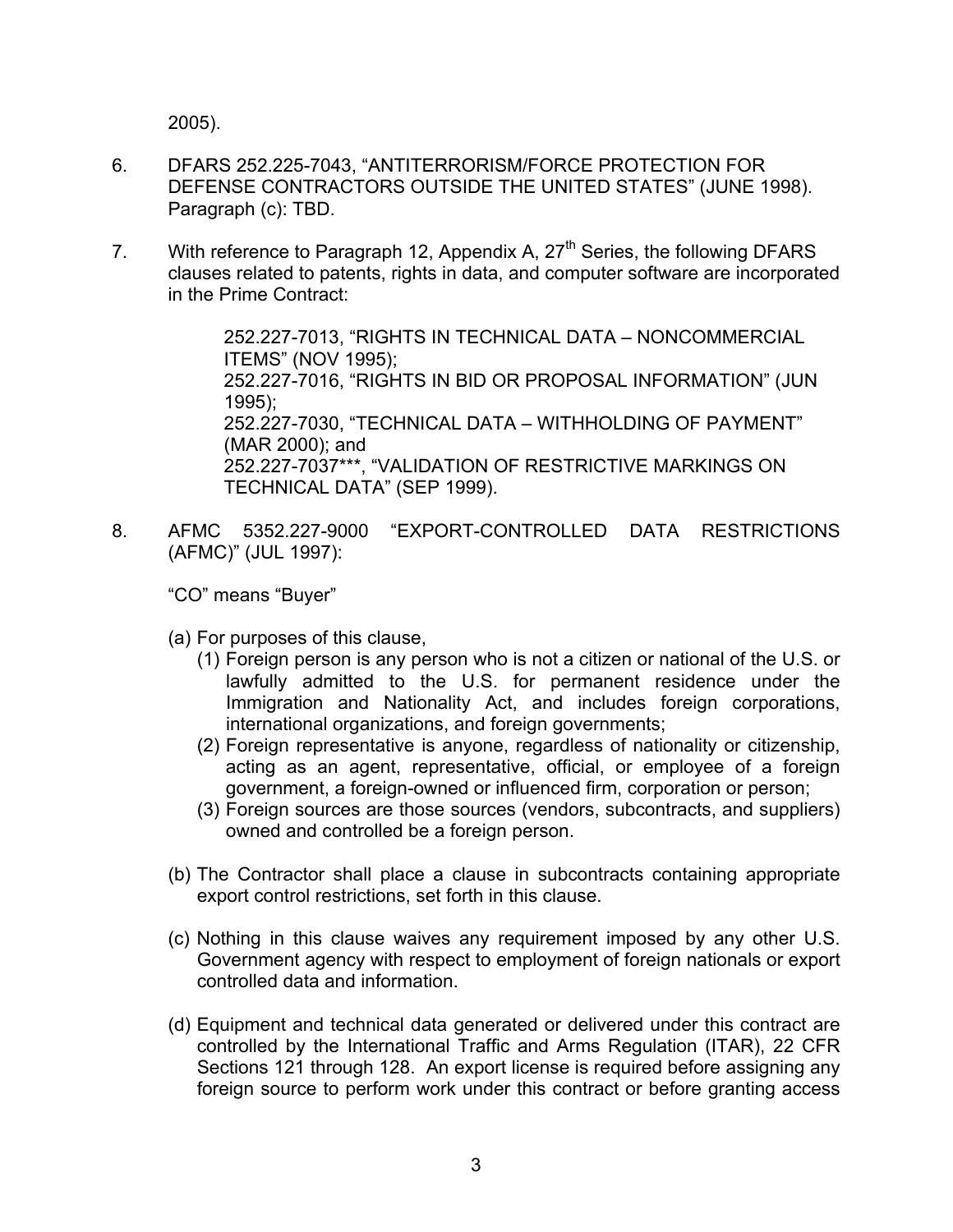2005).

6. DFARS 252.225-7043, “ANTITERRORISM/FORCE PROTECTION FOR DEFENSE CONTRACTORS OUTSIDE THE UNITED STATES” (JUNE 1998). Paragraph (c): TBD.

7. With reference to Paragraph 12, Appendix A, 27th Series, the following DFARS clauses related to patents, rights in data, and computer software are incorporated in the Prime Contract:

   252.227-7013, “RIGHTS IN TECHNICAL DATA – NONCOMMERCIAL ITEMS” (NOV 1995);
   252.227-7016, “RIGHTS IN BID OR PROPOSAL INFORMATION” (JUN 1995);
   252.227-7030, “TECHNICAL DATA – WITHHOLDING OF PAYMENT” (MAR 2000); and
   252.227-7037***, “VALIDATION OF RESTRICTIVE MARKINGS ON TECHNICAL DATA” (SEP 1999).

8. AFMC 5352.227-9000 “EXPORT-CONTROLLED DATA RESTRICTIONS (AFMC)” (JUL 1997):

   “CO” means “Buyer”

   (a) For purposes of this clause,
      (1) Foreign person is any person who is not a citizen or national of the U.S. or lawfully admitted to the U.S. for permanent residence under the Immigration and Nationality Act, and includes foreign corporations, international organizations, and foreign governments;
      (2) Foreign representative is anyone, regardless of nationality or citizenship, acting as an agent, representative, official, or employee of a foreign government, a foreign-owned or influenced firm, corporation or person;
      (3) Foreign sources are those sources (vendors, subcontracts, and suppliers) owned and controlled be a foreign person.

   (b) The Contractor shall place a clause in subcontracts containing appropriate export control restrictions, set forth in this clause.

   (c) Nothing in this clause waives any requirement imposed by any other U.S. Government agency with respect to employment of foreign nationals or export controlled data and information.

   (d) Equipment and technical data generated or delivered under this contract are controlled by the International Traffic and Arms Regulation (ITAR), 22 CFR Sections 121 through 128. An export license is required before assigning any foreign source to perform work under this contract or before granting access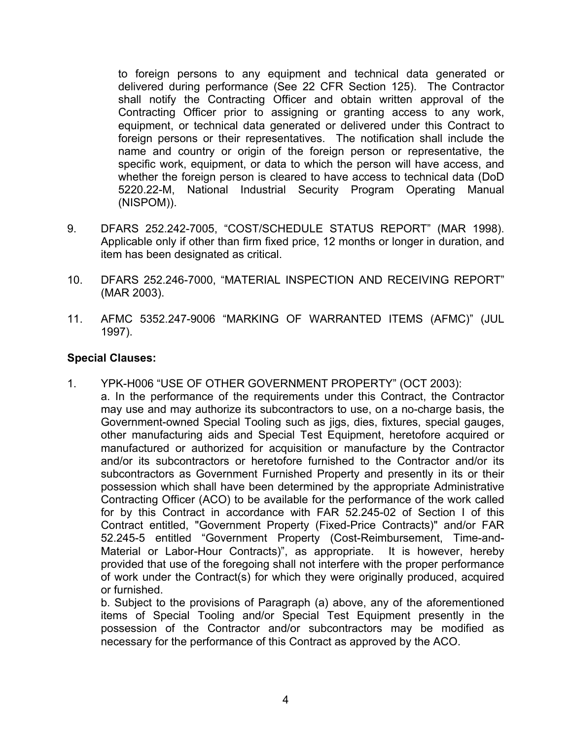to foreign persons to any equipment and technical data generated or delivered during performance (See 22 CFR Section 125). The Contractor shall notify the Contracting Officer and obtain written approval of the Contracting Officer prior to assigning or granting access to any work, equipment, or technical data generated or delivered under this Contract to foreign persons or their representatives. The notification shall include the name and country or origin of the foreign person or representative, the specific work, equipment, or data to which the person will have access, and whether the foreign person is cleared to have access to technical data (DoD 5220.22-M, National Industrial Security Program Operating Manual (NISPOM)).

9. DFARS 252.242-7005, "COST/SCHEDULE STATUS REPORT" (MAR 1998). Applicable only if other than firm fixed price, 12 months or longer in duration, and item has been designated as critical.

10. DFARS 252.246-7000, "MATERIAL INSPECTION AND RECEIVING REPORT" (MAR 2003).

11. AFMC 5352.247-9006 "MARKING OF WARRANTED ITEMS (AFMC)" (JUL 1997).

**Special Clauses:**

1. YPK-H006 "USE OF OTHER GOVERNMENT PROPERTY" (OCT 2003):
   a. In the performance of the requirements under this Contract, the Contractor may use and may authorize its subcontractors to use, on a no-charge basis, the Government-owned Special Tooling such as jigs, dies, fixtures, special gauges, other manufacturing aids and Special Test Equipment, heretofore acquired or manufactured or authorized for acquisition or manufacture by the Contractor and/or its subcontractors or heretofore furnished to the Contractor and/or its subcontractors as Government Furnished Property and presently in its or their possession which shall have been determined by the appropriate Administrative Contracting Officer (ACO) to be available for the performance of the work called for by this Contract in accordance with FAR 52.245-02 of Section I of this Contract entitled, "Government Property (Fixed-Price Contracts)" and/or FAR 52.245-5 entitled "Government Property (Cost-Reimbursement, Time-and-Material or Labor-Hour Contracts)", as appropriate. It is however, hereby provided that use of the foregoing shall not interfere with the proper performance of work under the Contract(s) for which they were originally produced, acquired or furnished.
   b. Subject to the provisions of Paragraph (a) above, any of the aforementioned items of Special Tooling and/or Special Test Equipment presently in the possession of the Contractor and/or subcontractors may be modified as necessary for the performance of this Contract as approved by the ACO.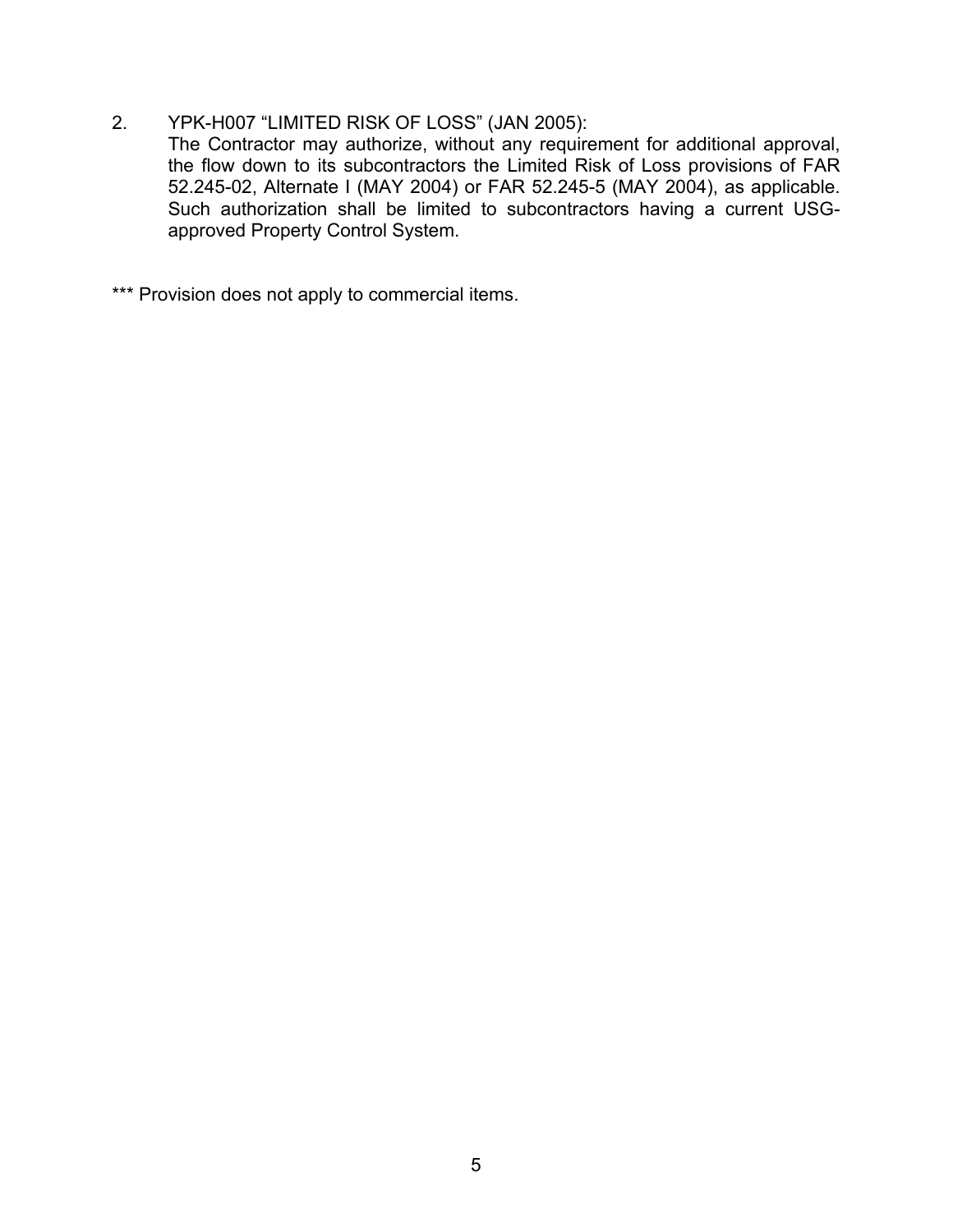2. YPK-H007 “LIMITED RISK OF LOSS” (JAN 2005):
   The Contractor may authorize, without any requirement for additional approval, the flow down to its subcontractors the Limited Risk of Loss provisions of FAR 52.245-02, Alternate I (MAY 2004) or FAR 52.245-5 (MAY 2004), as applicable. Such authorization shall be limited to subcontractors having a current USG-approved Property Control System.

*** Provision does not apply to commercial items.